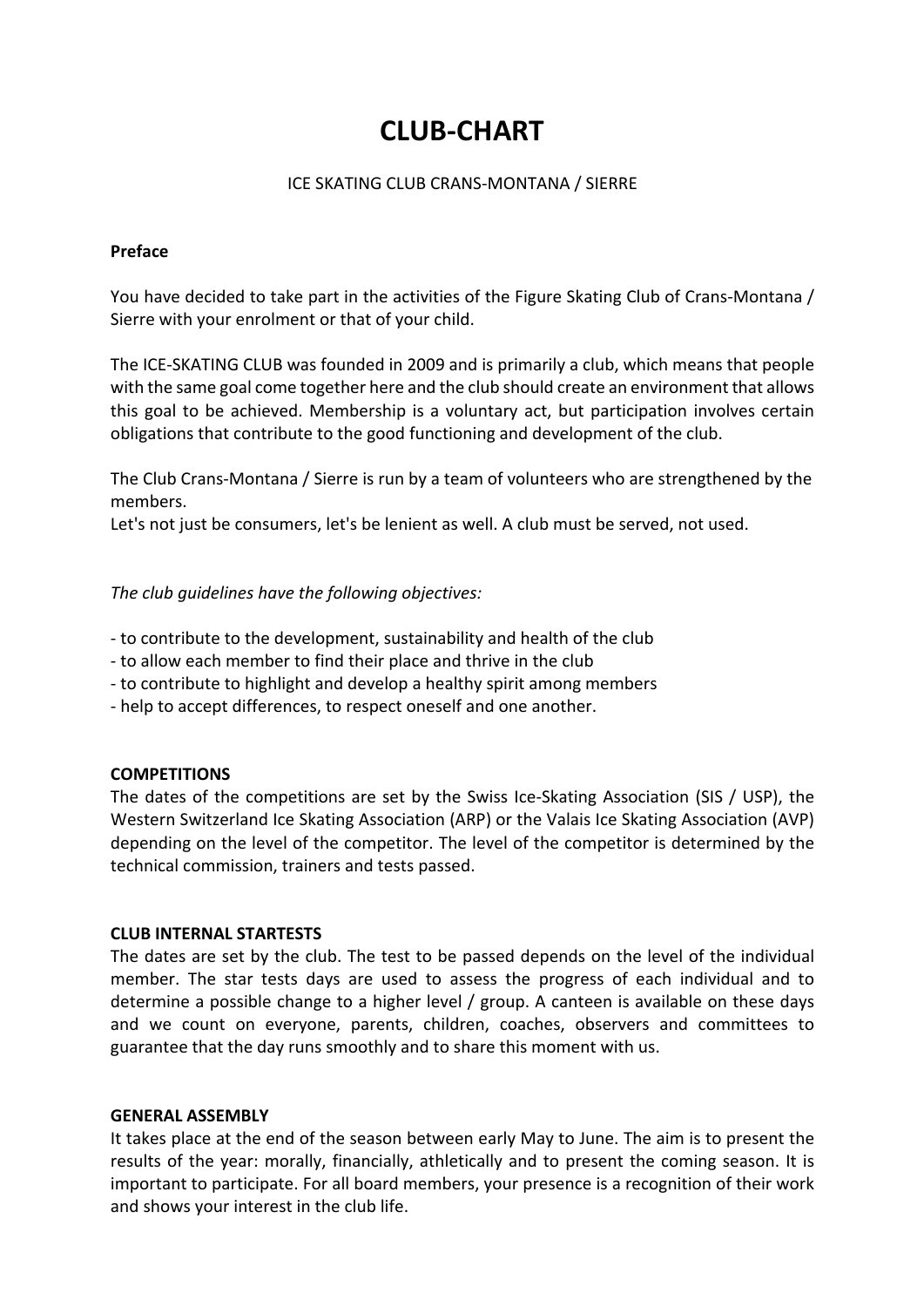# CLUB-CHART

ICE SKATING CLUB CRANS-MONTANA / SIERRE

**Preface**

You have decided to take part in the activities of the Figure Skating Club of Crans-Montana / Sierre with your enrolment or that of your child.

The ICE-SKATING CLUB was founded in 2009 and is primarily a club, which means that people with the same goal come together here and the club should create an environment that allows this goal to be achieved. Membership is a voluntary act, but participation involves certain obligations that contribute to the good functioning and development of the club.

The Club Crans-Montana / Sierre is run by a team of volunteers who are strengthened by the members.
Let's not just be consumers, let's be lenient as well. A club must be served, not used.

*The club guidelines have the following objectives:*

- to contribute to the development, sustainability and health of the club
- to allow each member to find their place and thrive in the club
- to contribute to highlight and develop a healthy spirit among members
- help to accept differences, to respect oneself and one another.

**COMPETITIONS**
The dates of the competitions are set by the Swiss Ice-Skating Association (SIS / USP), the Western Switzerland Ice Skating Association (ARP) or the Valais Ice Skating Association (AVP) depending on the level of the competitor. The level of the competitor is determined by the technical commission, trainers and tests passed.

**CLUB INTERNAL STARTESTS**
The dates are set by the club. The test to be passed depends on the level of the individual member. The star tests days are used to assess the progress of each individual and to determine a possible change to a higher level / group. A canteen is available on these days and we count on everyone, parents, children, coaches, observers and committees to guarantee that the day runs smoothly and to share this moment with us.

**GENERAL ASSEMBLY**
It takes place at the end of the season between early May to June. The aim is to present the results of the year: morally, financially, athletically and to present the coming season. It is important to participate. For all board members, your presence is a recognition of their work and shows your interest in the club life.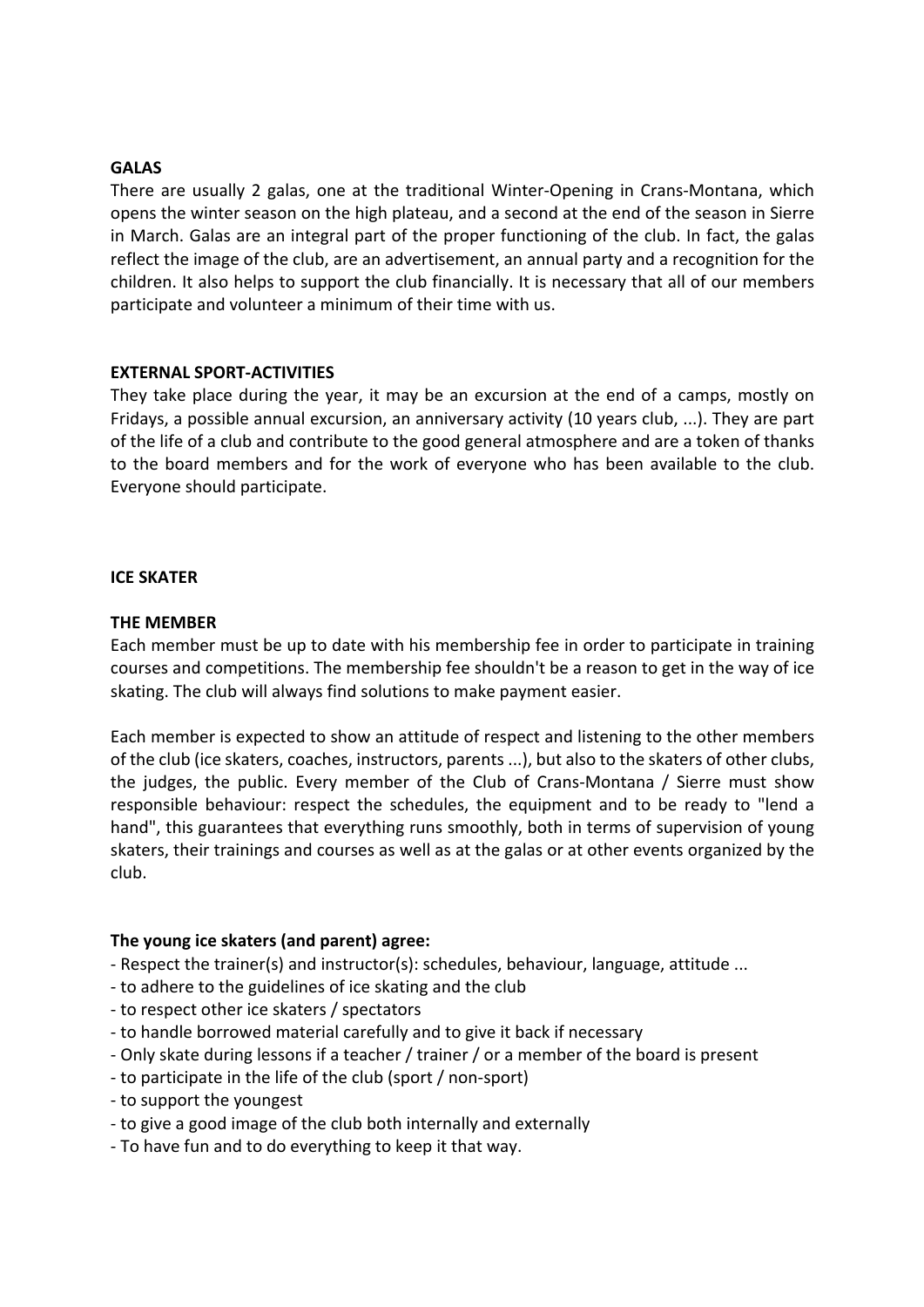**GALAS**

There are usually 2 galas, one at the traditional Winter-Opening in Crans-Montana, which opens the winter season on the high plateau, and a second at the end of the season in Sierre in March. Galas are an integral part of the proper functioning of the club. In fact, the galas reflect the image of the club, are an advertisement, an annual party and a recognition for the children. It also helps to support the club financially. It is necessary that all of our members participate and volunteer a minimum of their time with us.

**EXTERNAL SPORT-ACTIVITIES**

They take place during the year, it may be an excursion at the end of a camps, mostly on Fridays, a possible annual excursion, an anniversary activity (10 years club, ...). They are part of the life of a club and contribute to the good general atmosphere and are a token of thanks to the board members and for the work of everyone who has been available to the club. Everyone should participate.

**ICE SKATER**

**THE MEMBER**

Each member must be up to date with his membership fee in order to participate in training courses and competitions. The membership fee shouldn't be a reason to get in the way of ice skating. The club will always find solutions to make payment easier.

Each member is expected to show an attitude of respect and listening to the other members of the club (ice skaters, coaches, instructors, parents ...), but also to the skaters of other clubs, the judges, the public. Every member of the Club of Crans-Montana / Sierre must show responsible behaviour: respect the schedules, the equipment and to be ready to "lend a hand", this guarantees that everything runs smoothly, both in terms of supervision of young skaters, their trainings and courses as well as at the galas or at other events organized by the club.

**The young ice skaters (and parent) agree:**

- Respect the trainer(s) and instructor(s): schedules, behaviour, language, attitude ...
- to adhere to the guidelines of ice skating and the club
- to respect other ice skaters / spectators
- to handle borrowed material carefully and to give it back if necessary
- Only skate during lessons if a teacher / trainer / or a member of the board is present
- to participate in the life of the club (sport / non-sport)
- to support the youngest
- to give a good image of the club both internally and externally
- To have fun and to do everything to keep it that way.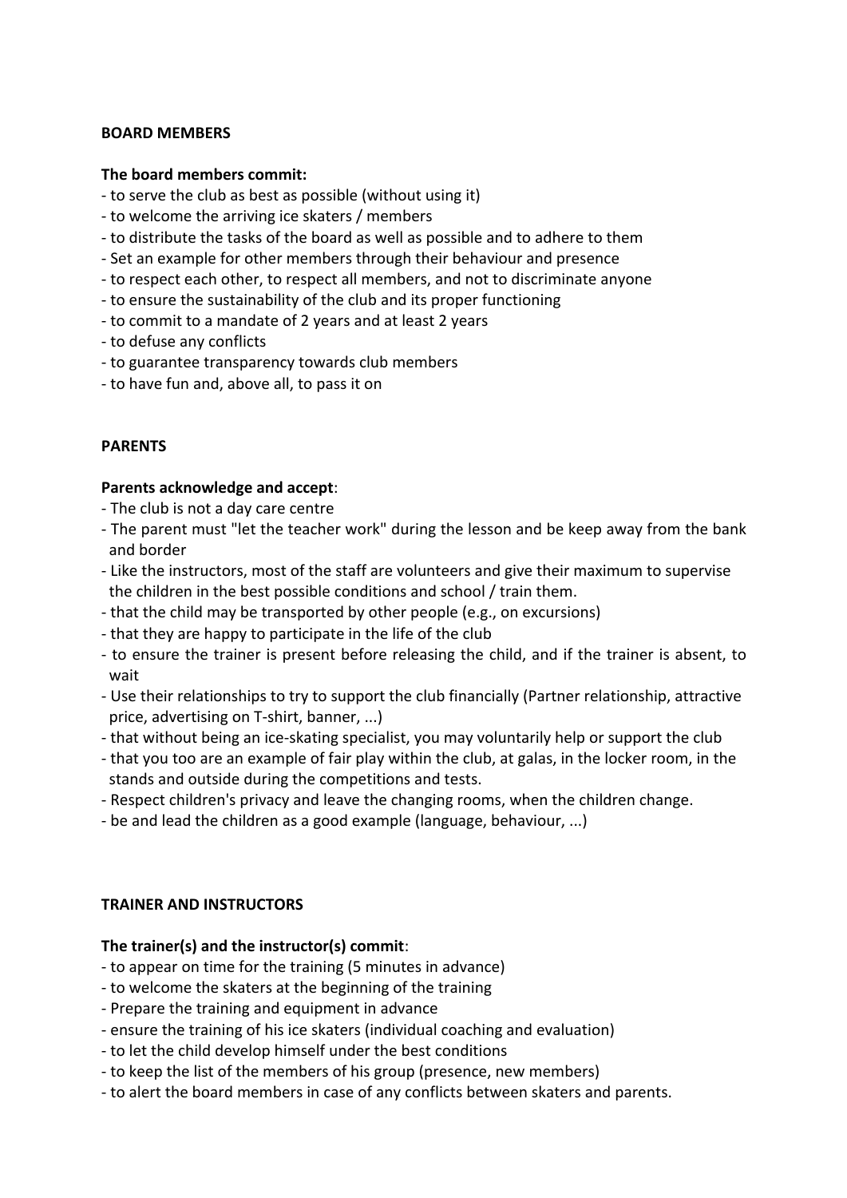**BOARD MEMBERS**

**The board members commit:**

- to serve the club as best as possible (without using it)
- to welcome the arriving ice skaters / members
- to distribute the tasks of the board as well as possible and to adhere to them
- Set an example for other members through their behaviour and presence
- to respect each other, to respect all members, and not to discriminate anyone
- to ensure the sustainability of the club and its proper functioning
- to commit to a mandate of 2 years and at least 2 years
- to defuse any conflicts
- to guarantee transparency towards club members
- to have fun and, above all, to pass it on

**PARENTS**

**Parents acknowledge and accept**:

- The club is not a day care centre
- The parent must "let the teacher work" during the lesson and be keep away from the bank and border
- Like the instructors, most of the staff are volunteers and give their maximum to supervise the children in the best possible conditions and school / train them.
- that the child may be transported by other people (e.g., on excursions)
- that they are happy to participate in the life of the club
- to ensure the trainer is present before releasing the child, and if the trainer is absent, to wait
- Use their relationships to try to support the club financially (Partner relationship, attractive price, advertising on T-shirt, banner, ...)
- that without being an ice-skating specialist, you may voluntarily help or support the club
- that you too are an example of fair play within the club, at galas, in the locker room, in the stands and outside during the competitions and tests.
- Respect children's privacy and leave the changing rooms, when the children change.
- be and lead the children as a good example (language, behaviour, ...)

**TRAINER AND INSTRUCTORS**

**The trainer(s) and the instructor(s) commit**:

- to appear on time for the training (5 minutes in advance)
- to welcome the skaters at the beginning of the training
- Prepare the training and equipment in advance
- ensure the training of his ice skaters (individual coaching and evaluation)
- to let the child develop himself under the best conditions
- to keep the list of the members of his group (presence, new members)
- to alert the board members in case of any conflicts between skaters and parents.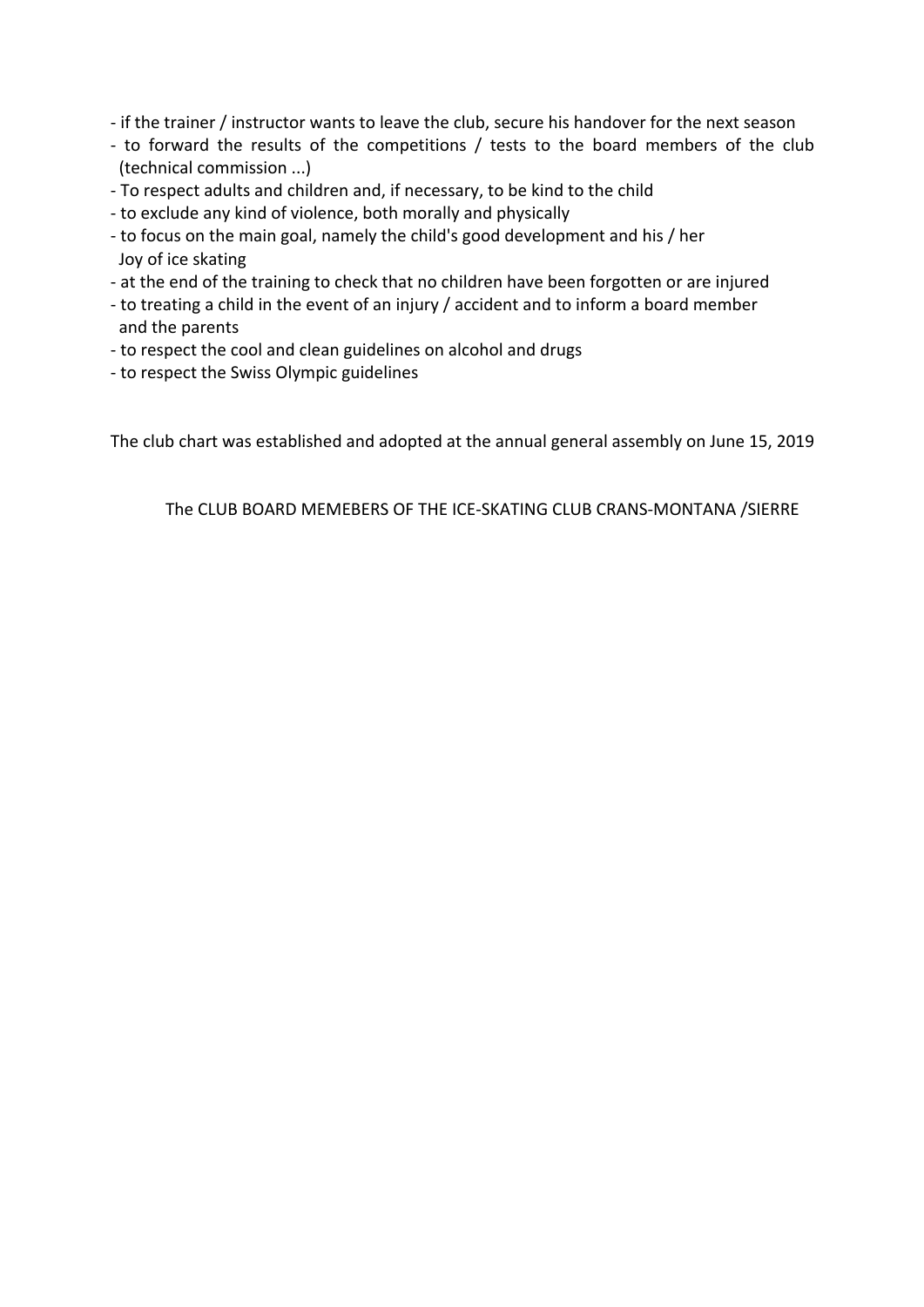- if the trainer / instructor wants to leave the club, secure his handover for the next season
- to forward the results of the competitions / tests to the board members of the club (technical commission ...)
- To respect adults and children and, if necessary, to be kind to the child
- to exclude any kind of violence, both morally and physically
- to focus on the main goal, namely the child's good development and his / her Joy of ice skating
- at the end of the training to check that no children have been forgotten or are injured
- to treating a child in the event of an injury / accident and to inform a board member and the parents
- to respect the cool and clean guidelines on alcohol and drugs
- to respect the Swiss Olympic guidelines

The club chart was established and adopted at the annual general assembly on June 15, 2019

The CLUB BOARD MEMEBERS OF THE ICE-SKATING CLUB CRANS-MONTANA /SIERRE